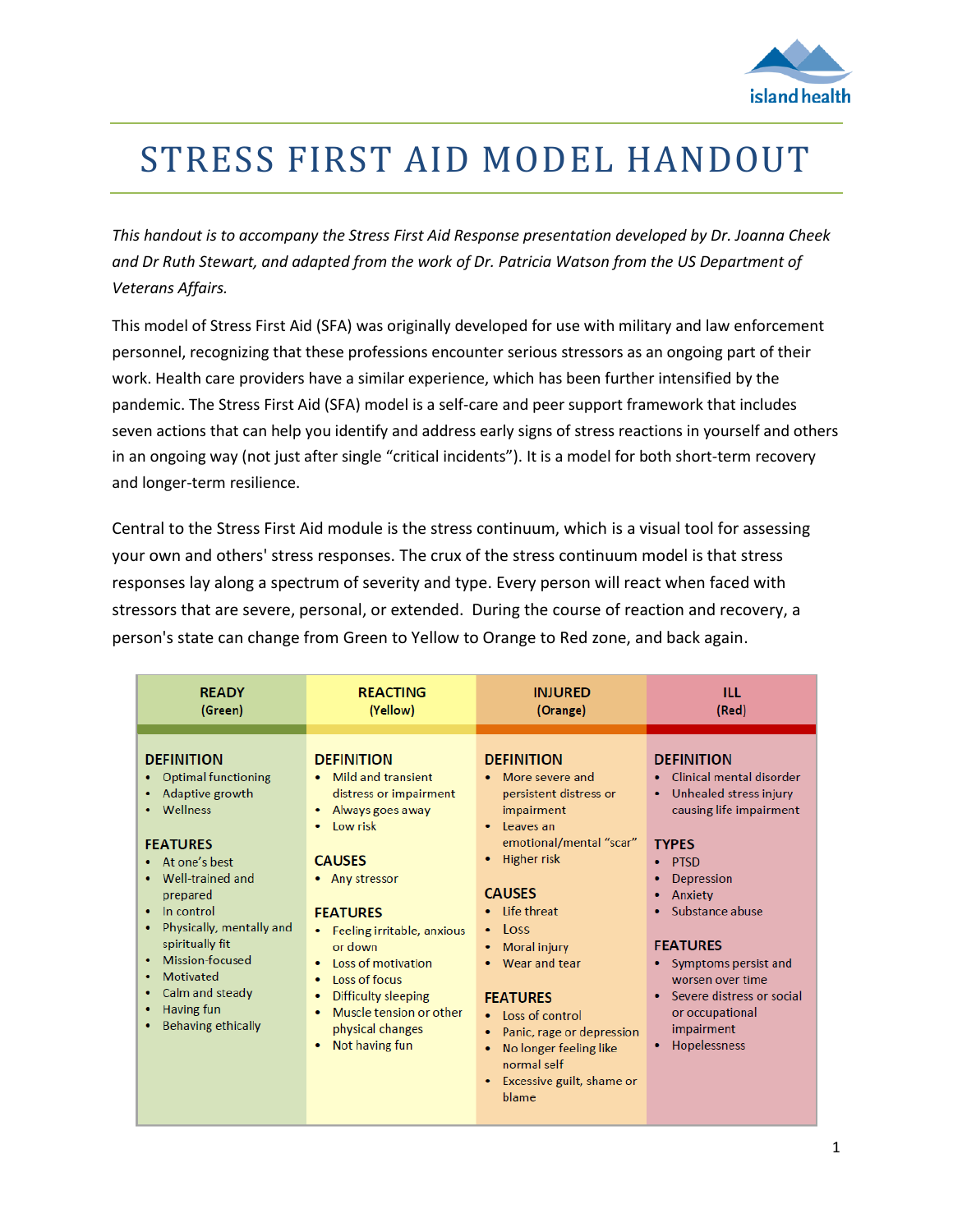# STRESS FIRST AID MODEL HANDOUT

*This handout is to accompany the Stress First Aid Response presentation developed by Dr. Joanna Cheek and Dr Ruth Stewart, and adapted from the work of Dr. Patricia Watson from the US Department of Veterans Affairs.*

This model of Stress First Aid (SFA) was originally developed for use with military and law enforcement personnel, recognizing that these professions encounter serious stressors as an ongoing part of their work. Health care providers have a similar experience, which has been further intensified by the pandemic. The Stress First Aid (SFA) model is a self-care and peer support framework that includes seven actions that can help you identify and address early signs of stress reactions in yourself and others in an ongoing way (not just after single "critical incidents"). It is a model for both short-term recovery and longer-term resilience.

Central to the Stress First Aid module is the stress continuum, which is a visual tool for assessing your own and others' stress responses. The crux of the stress continuum model is that stress responses lay along a spectrum of severity and type. Every person will react when faced with stressors that are severe, personal, or extended. During the course of reaction and recovery, a person's state can change from Green to Yellow to Orange to Red zone, and back again.

| READY (Green) | REACTING (Yellow) | INJURED (Orange) | ILL (Red) |
|---|---|---|---|
| **DEFINITION**<br>• Optimal functioning<br>• Adaptive growth<br>• Wellness<br><br>**FEATURES**<br>• At one's best<br>• Well-trained and prepared<br>• In control<br>• Physically, mentally and spiritually fit<br>• Mission-focused<br>• Motivated<br>• Calm and steady<br>• Having fun<br>• Behaving ethically | **DEFINITION**<br>• Mild and transient distress or impairment<br>• Always goes away<br>• Low risk<br><br>**CAUSES**<br>• Any stressor<br><br>**FEATURES**<br>• Feeling irritable, anxious or down<br>• Loss of motivation<br>• Loss of focus<br>• Difficulty sleeping<br>• Muscle tension or other physical changes<br>• Not having fun | **DEFINITION**<br>• More severe and persistent distress or impairment<br>• Leaves an emotional/mental "scar"<br>• Higher risk<br><br>**CAUSES**<br>• Life threat<br>• Loss<br>• Moral injury<br>• Wear and tear<br><br>**FEATURES**<br>• Loss of control<br>• Panic, rage or depression<br>• No longer feeling like normal self<br>• Excessive guilt, shame or blame | **DEFINITION**<br>• Clinical mental disorder<br>• Unhealed stress injury causing life impairment<br><br>**TYPES**<br>• PTSD<br>• Depression<br>• Anxiety<br>• Substance abuse<br><br>**FEATURES**<br>• Symptoms persist and worsen over time<br>• Severe distress or social or occupational impairment<br>• Hopelessness |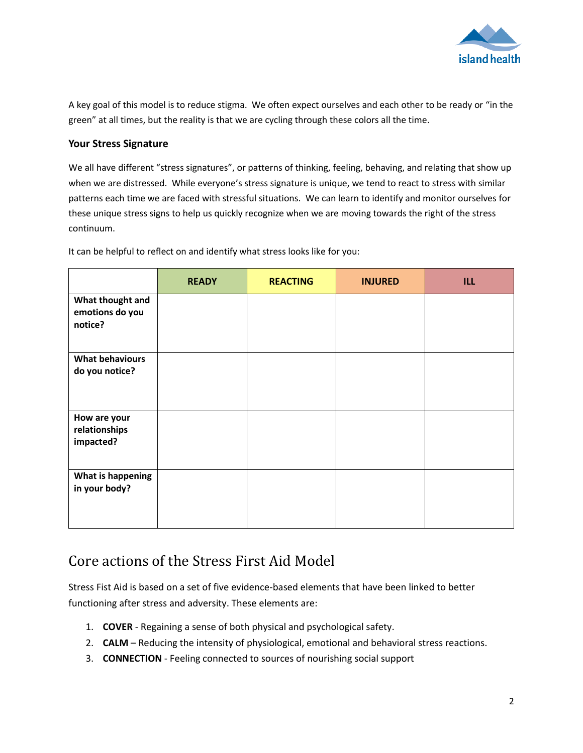A key goal of this model is to reduce stigma. We often expect ourselves and each other to be ready or "in the green" at all times, but the reality is that we are cycling through these colors all the time.

### Your Stress Signature

We all have different "stress signatures", or patterns of thinking, feeling, behaving, and relating that show up when we are distressed. While everyone's stress signature is unique, we tend to react to stress with similar patterns each time we are faced with stressful situations. We can learn to identify and monitor ourselves for these unique stress signs to help us quickly recognize when we are moving towards the right of the stress continuum.

It can be helpful to reflect on and identify what stress looks like for you:

| | **READY** | **REACTING** | **INJURED** | **ILL** |
|---|---|---|---|---|
| **What thought and emotions do you notice?** | | | | |
| **What behaviours do you notice?** | | | | |
| **How are your relationships impacted?** | | | | |
| **What is happening in your body?** | | | | |

## Core actions of the Stress First Aid Model

Stress Fist Aid is based on a set of five evidence-based elements that have been linked to better functioning after stress and adversity. These elements are:

1. **COVER** - Regaining a sense of both physical and psychological safety.
2. **CALM** – Reducing the intensity of physiological, emotional and behavioral stress reactions.
3. **CONNECTION** - Feeling connected to sources of nourishing social support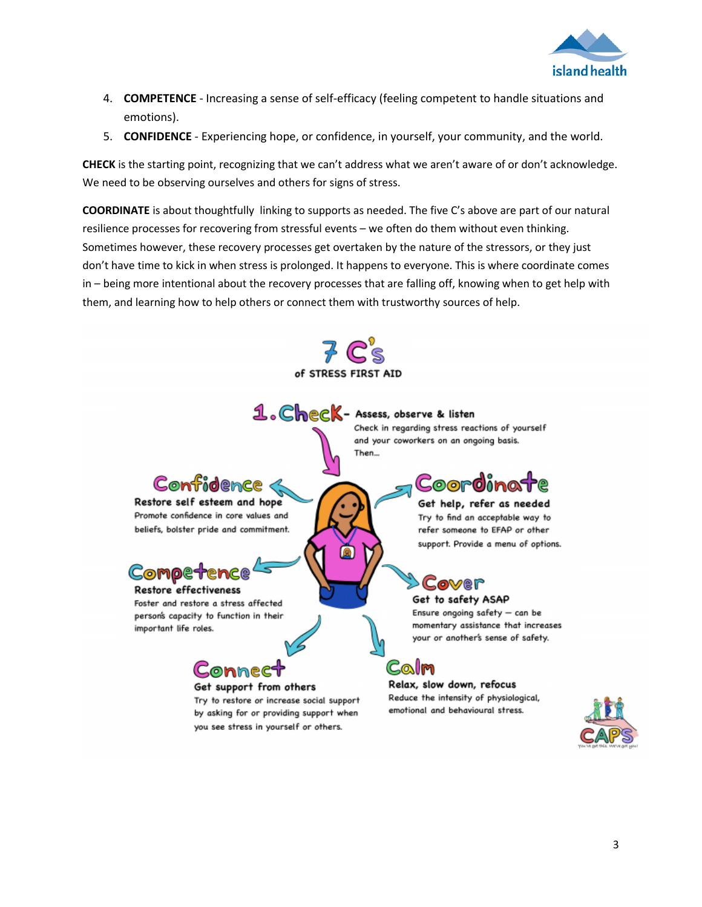4. **COMPETENCE** - Increasing a sense of self-efficacy (feeling competent to handle situations and emotions).
5. **CONFIDENCE** - Experiencing hope, or confidence, in yourself, your community, and the world.

**CHECK** is the starting point, recognizing that we can't address what we aren't aware of or don't acknowledge. We need to be observing ourselves and others for signs of stress.

**COORDINATE** is about thoughtfully linking to supports as needed. The five C's above are part of our natural resilience processes for recovering from stressful events – we often do them without even thinking. Sometimes however, these recovery processes get overtaken by the nature of the stressors, or they just don't have time to kick in when stress is prolonged. It happens to everyone. This is where coordinate comes in – being more intentional about the recovery processes that are falling off, knowing when to get help with them, and learning how to help others or connect them with trustworthy sources of help.

## 7 C's of STRESS FIRST AID

**1. Check** - **Assess, observe & listen**
Check in regarding stress reactions of yourself and your coworkers on an ongoing basis. Then...

**Coordinate**
**Get help, refer as needed**
Try to find an acceptable way to refer someone to EFAP or other support. Provide a menu of options.

**Cover**
**Get to safety ASAP**
Ensure ongoing safety – can be momentary assistance that increases your or another's sense of safety.

**Calm**
**Relax, slow down, refocus**
Reduce the intensity of physiological, emotional and behavioural stress.

**Connect**
**Get support from others**
Try to restore or increase social support by asking for or providing support when you see stress in yourself or others.

**Competence**
**Restore effectiveness**
Foster and restore a stress affected person's capacity to function in their important life roles.

**Confidence**
**Restore self esteem and hope**
Promote confidence in core values and beliefs, bolster pride and commitment.

CAPS
You've got this. We've got you!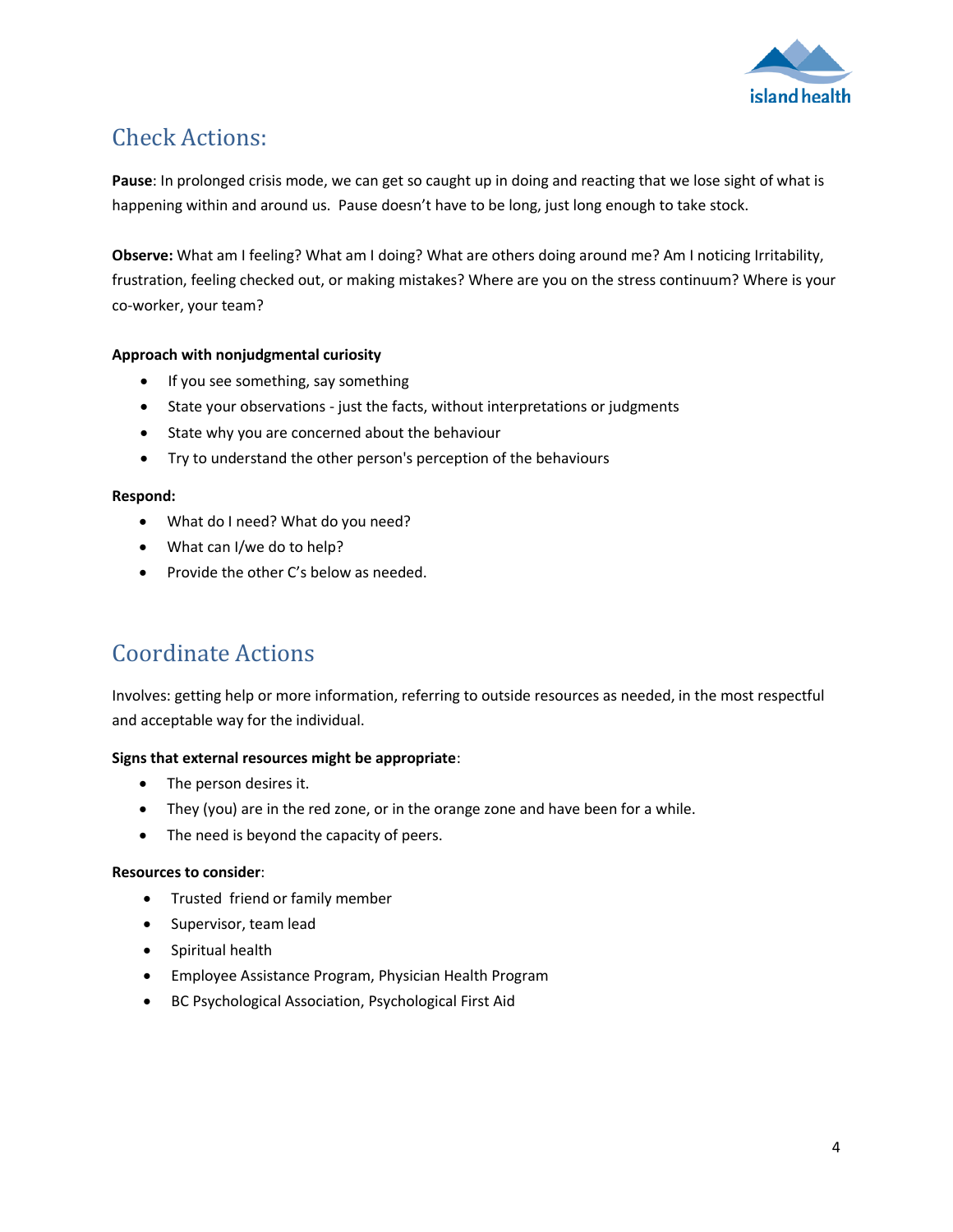## Check Actions:

**Pause**: In prolonged crisis mode, we can get so caught up in doing and reacting that we lose sight of what is happening within and around us. Pause doesn't have to be long, just long enough to take stock.

**Observe:** What am I feeling? What am I doing? What are others doing around me? Am I noticing Irritability, frustration, feeling checked out, or making mistakes? Where are you on the stress continuum? Where is your co-worker, your team?

**Approach with nonjudgmental curiosity**

- If you see something, say something
- State your observations - just the facts, without interpretations or judgments
- State why you are concerned about the behaviour
- Try to understand the other person's perception of the behaviours

**Respond:**

- What do I need? What do you need?
- What can I/we do to help?
- Provide the other C's below as needed.

## Coordinate Actions

Involves: getting help or more information, referring to outside resources as needed, in the most respectful and acceptable way for the individual.

**Signs that external resources might be appropriate**:

- The person desires it.
- They (you) are in the red zone, or in the orange zone and have been for a while.
- The need is beyond the capacity of peers.

**Resources to consider**:

- Trusted friend or family member
- Supervisor, team lead
- Spiritual health
- Employee Assistance Program, Physician Health Program
- BC Psychological Association, Psychological First Aid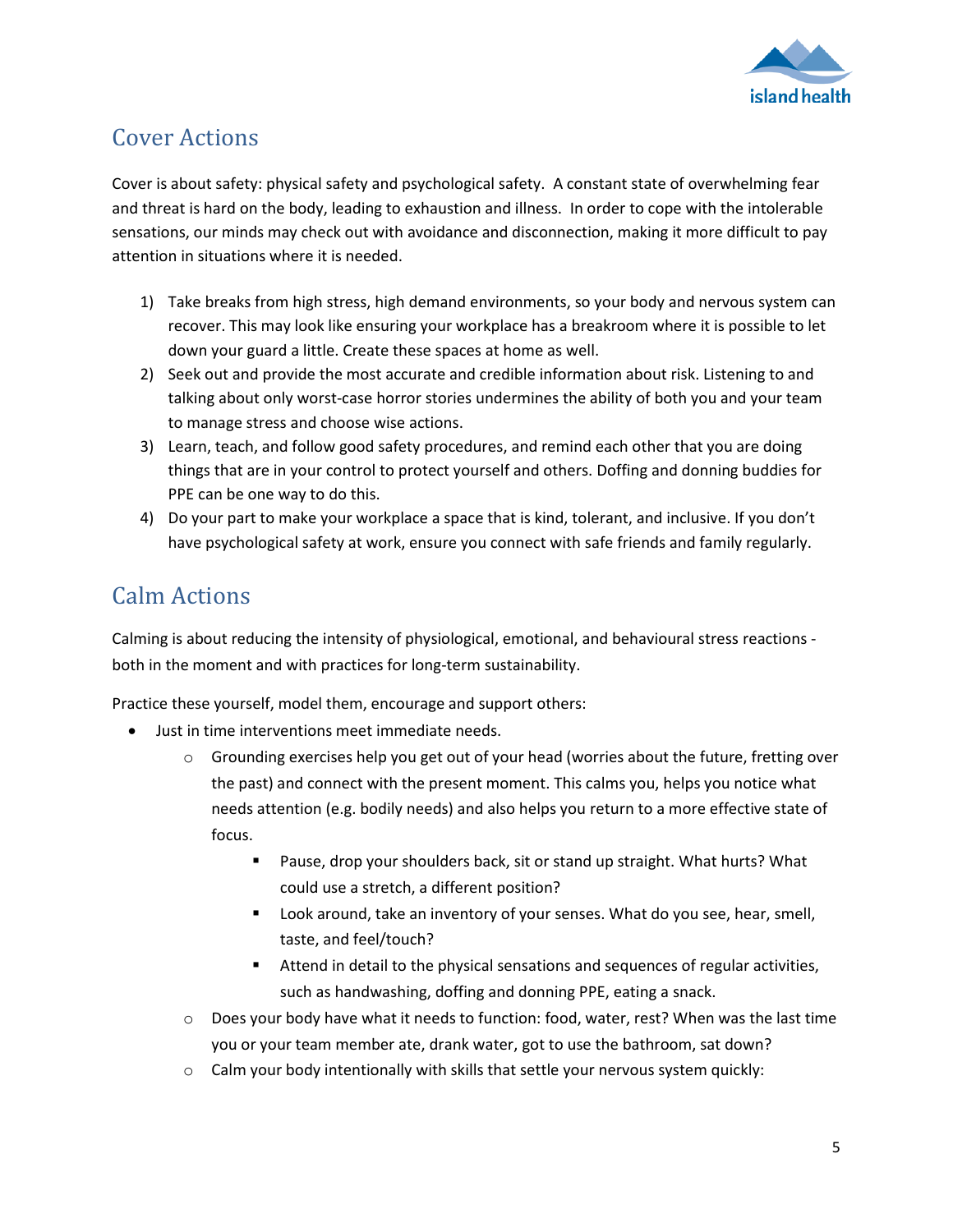## Cover Actions

Cover is about safety: physical safety and psychological safety. A constant state of overwhelming fear and threat is hard on the body, leading to exhaustion and illness. In order to cope with the intolerable sensations, our minds may check out with avoidance and disconnection, making it more difficult to pay attention in situations where it is needed.

1) Take breaks from high stress, high demand environments, so your body and nervous system can recover. This may look like ensuring your workplace has a breakroom where it is possible to let down your guard a little. Create these spaces at home as well.
2) Seek out and provide the most accurate and credible information about risk. Listening to and talking about only worst-case horror stories undermines the ability of both you and your team to manage stress and choose wise actions.
3) Learn, teach, and follow good safety procedures, and remind each other that you are doing things that are in your control to protect yourself and others. Doffing and donning buddies for PPE can be one way to do this.
4) Do your part to make your workplace a space that is kind, tolerant, and inclusive. If you don't have psychological safety at work, ensure you connect with safe friends and family regularly.

## Calm Actions

Calming is about reducing the intensity of physiological, emotional, and behavioural stress reactions - both in the moment and with practices for long-term sustainability.

Practice these yourself, model them, encourage and support others:

- Just in time interventions meet immediate needs.
  - Grounding exercises help you get out of your head (worries about the future, fretting over the past) and connect with the present moment. This calms you, helps you notice what needs attention (e.g. bodily needs) and also helps you return to a more effective state of focus.
    - Pause, drop your shoulders back, sit or stand up straight. What hurts? What could use a stretch, a different position?
    - Look around, take an inventory of your senses. What do you see, hear, smell, taste, and feel/touch?
    - Attend in detail to the physical sensations and sequences of regular activities, such as handwashing, doffing and donning PPE, eating a snack.
  - Does your body have what it needs to function: food, water, rest? When was the last time you or your team member ate, drank water, got to use the bathroom, sat down?
  - Calm your body intentionally with skills that settle your nervous system quickly: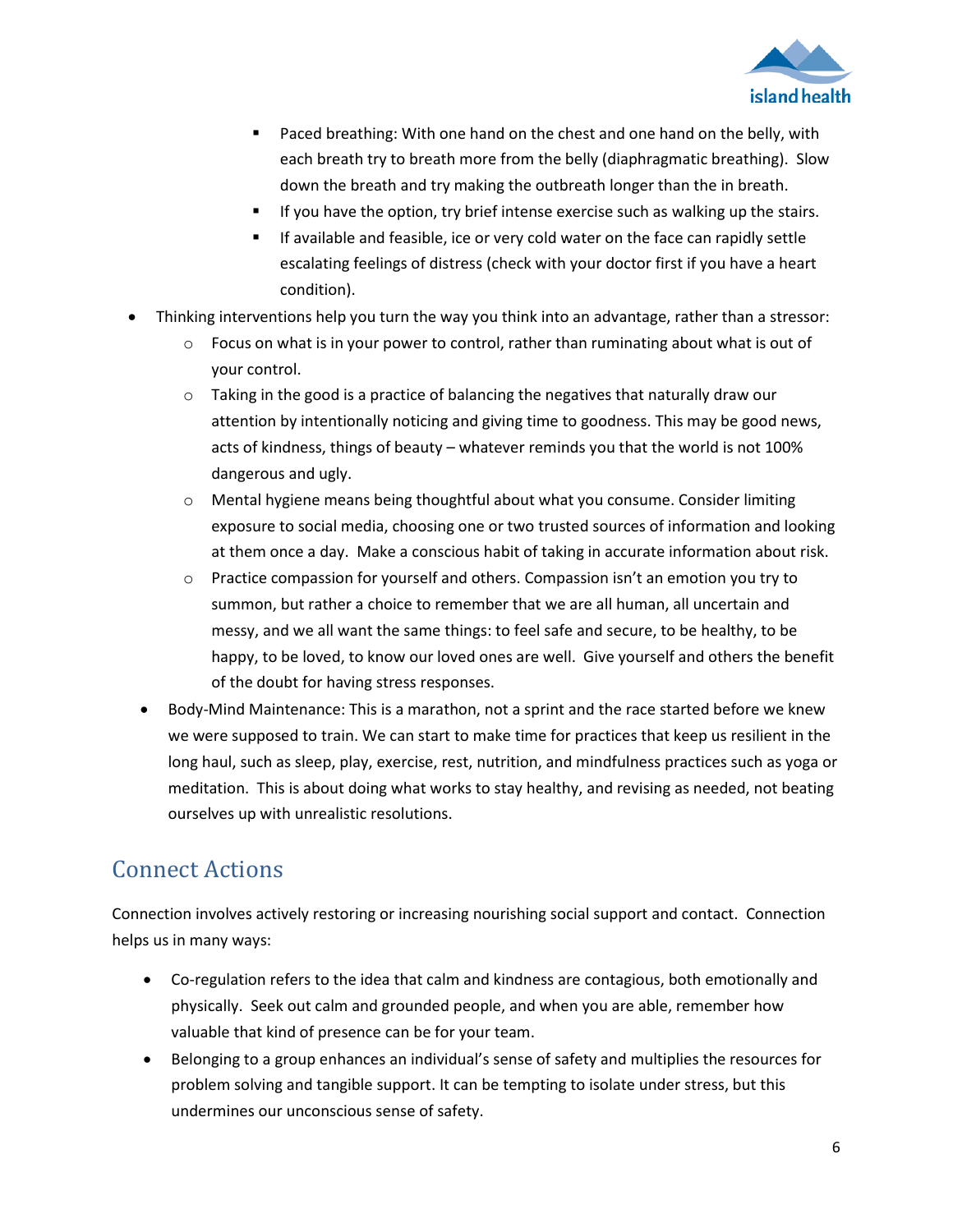- Paced breathing: With one hand on the chest and one hand on the belly, with each breath try to breath more from the belly (diaphragmatic breathing). Slow down the breath and try making the outbreath longer than the in breath.
        - If you have the option, try brief intense exercise such as walking up the stairs.
        - If available and feasible, ice or very cold water on the face can rapidly settle escalating feelings of distress (check with your doctor first if you have a heart condition).
- Thinking interventions help you turn the way you think into an advantage, rather than a stressor:
    - Focus on what is in your power to control, rather than ruminating about what is out of your control.
    - Taking in the good is a practice of balancing the negatives that naturally draw our attention by intentionally noticing and giving time to goodness. This may be good news, acts of kindness, things of beauty – whatever reminds you that the world is not 100% dangerous and ugly.
    - Mental hygiene means being thoughtful about what you consume. Consider limiting exposure to social media, choosing one or two trusted sources of information and looking at them once a day. Make a conscious habit of taking in accurate information about risk.
    - Practice compassion for yourself and others. Compassion isn't an emotion you try to summon, but rather a choice to remember that we are all human, all uncertain and messy, and we all want the same things: to feel safe and secure, to be healthy, to be happy, to be loved, to know our loved ones are well. Give yourself and others the benefit of the doubt for having stress responses.
- Body-Mind Maintenance: This is a marathon, not a sprint and the race started before we knew we were supposed to train. We can start to make time for practices that keep us resilient in the long haul, such as sleep, play, exercise, rest, nutrition, and mindfulness practices such as yoga or meditation. This is about doing what works to stay healthy, and revising as needed, not beating ourselves up with unrealistic resolutions.

## Connect Actions

Connection involves actively restoring or increasing nourishing social support and contact. Connection helps us in many ways:

- Co-regulation refers to the idea that calm and kindness are contagious, both emotionally and physically. Seek out calm and grounded people, and when you are able, remember how valuable that kind of presence can be for your team.
- Belonging to a group enhances an individual's sense of safety and multiplies the resources for problem solving and tangible support. It can be tempting to isolate under stress, but this undermines our unconscious sense of safety.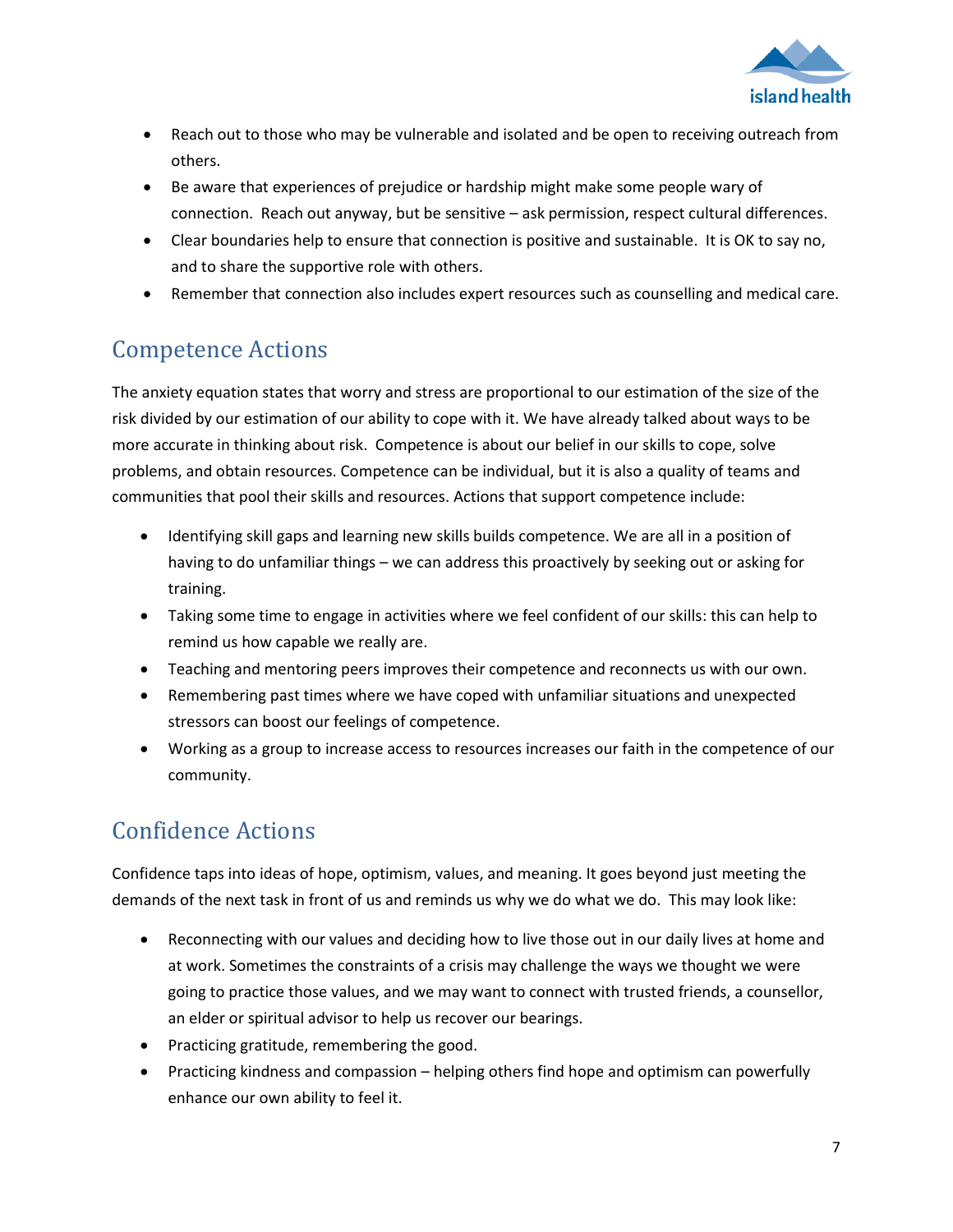- Reach out to those who may be vulnerable and isolated and be open to receiving outreach from others.
- Be aware that experiences of prejudice or hardship might make some people wary of connection. Reach out anyway, but be sensitive – ask permission, respect cultural differences.
- Clear boundaries help to ensure that connection is positive and sustainable. It is OK to say no, and to share the supportive role with others.
- Remember that connection also includes expert resources such as counselling and medical care.

## Competence Actions

The anxiety equation states that worry and stress are proportional to our estimation of the size of the risk divided by our estimation of our ability to cope with it. We have already talked about ways to be more accurate in thinking about risk. Competence is about our belief in our skills to cope, solve problems, and obtain resources. Competence can be individual, but it is also a quality of teams and communities that pool their skills and resources. Actions that support competence include:

- Identifying skill gaps and learning new skills builds competence. We are all in a position of having to do unfamiliar things – we can address this proactively by seeking out or asking for training.
- Taking some time to engage in activities where we feel confident of our skills: this can help to remind us how capable we really are.
- Teaching and mentoring peers improves their competence and reconnects us with our own.
- Remembering past times where we have coped with unfamiliar situations and unexpected stressors can boost our feelings of competence.
- Working as a group to increase access to resources increases our faith in the competence of our community.

## Confidence Actions

Confidence taps into ideas of hope, optimism, values, and meaning. It goes beyond just meeting the demands of the next task in front of us and reminds us why we do what we do. This may look like:

- Reconnecting with our values and deciding how to live those out in our daily lives at home and at work. Sometimes the constraints of a crisis may challenge the ways we thought we were going to practice those values, and we may want to connect with trusted friends, a counsellor, an elder or spiritual advisor to help us recover our bearings.
- Practicing gratitude, remembering the good.
- Practicing kindness and compassion – helping others find hope and optimism can powerfully enhance our own ability to feel it.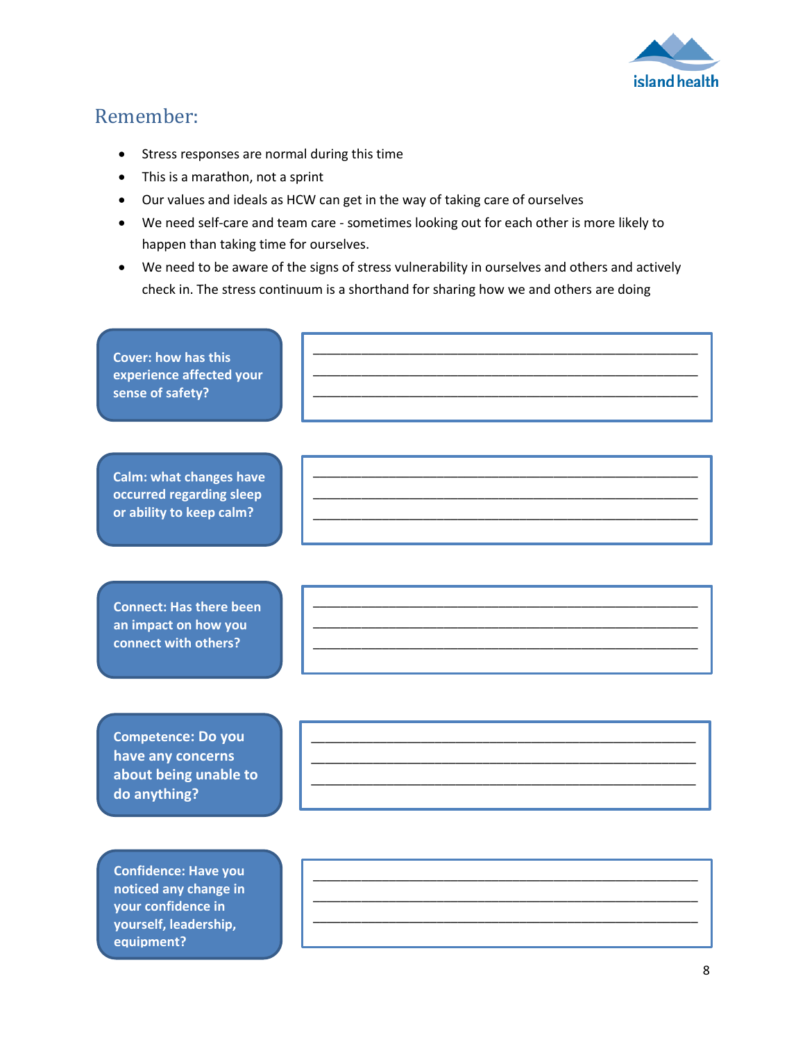## Remember:

- Stress responses are normal during this time
- This is a marathon, not a sprint
- Our values and ideals as HCW can get in the way of taking care of ourselves
- We need self-care and team care - sometimes looking out for each other is more likely to happen than taking time for ourselves.
- We need to be aware of the signs of stress vulnerability in ourselves and others and actively check in. The stress continuum is a shorthand for sharing how we and others are doing

**Cover: how has this experience affected your sense of safety?**

_______________________________________________
_______________________________________________
_______________________________________________

**Calm: what changes have occurred regarding sleep or ability to keep calm?**

_______________________________________________
_______________________________________________
_______________________________________________

**Connect: Has there been an impact on how you connect with others?**

_______________________________________________
_______________________________________________
_______________________________________________

**Competence: Do you have any concerns about being unable to do anything?**

_______________________________________________
_______________________________________________
_______________________________________________

**Confidence: Have you noticed any change in your confidence in yourself, leadership, equipment?**

_______________________________________________
_______________________________________________
_______________________________________________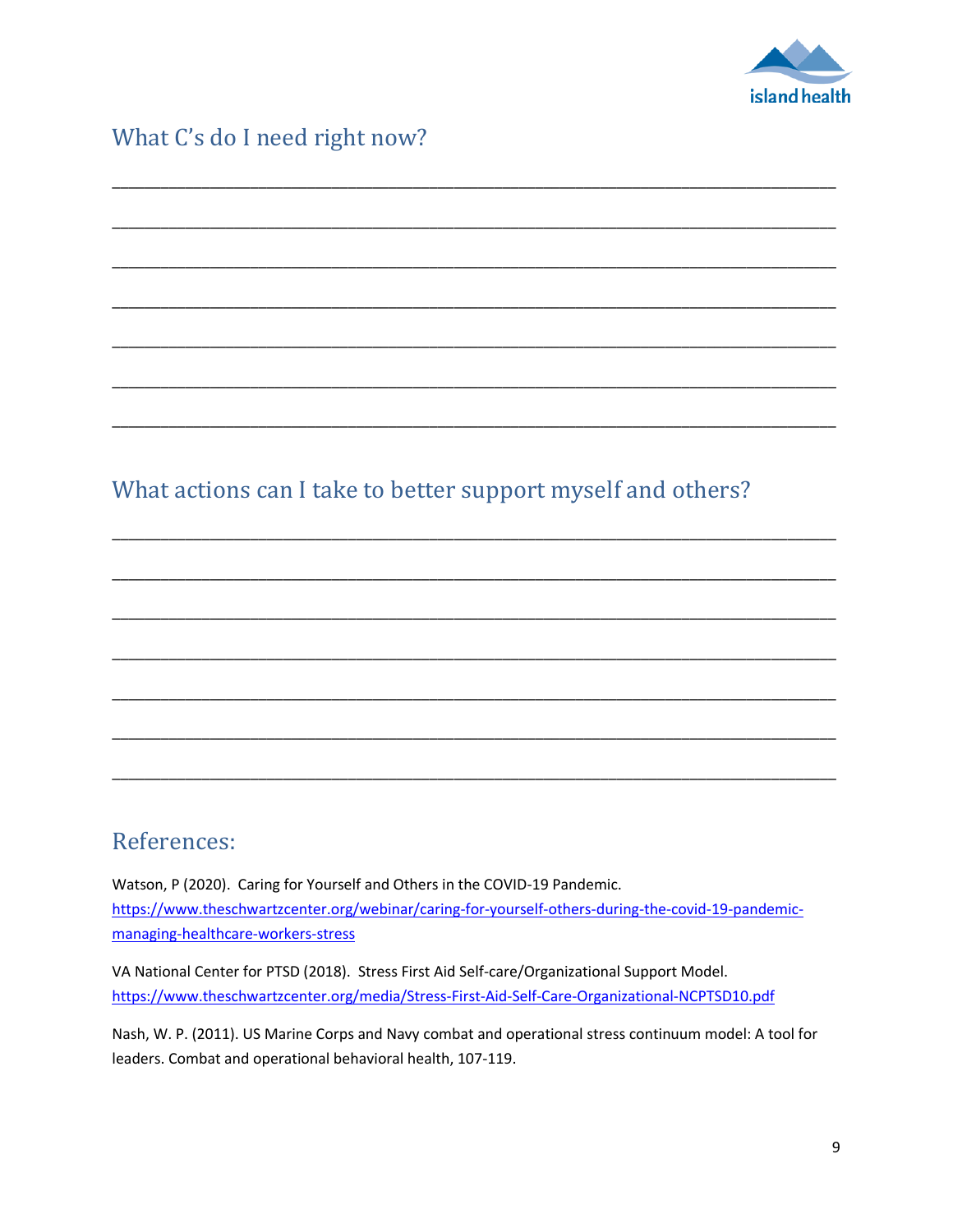## What C's do I need right now?

_______________________________________________________________________________

_______________________________________________________________________________

_______________________________________________________________________________

_______________________________________________________________________________

_______________________________________________________________________________

_______________________________________________________________________________

_______________________________________________________________________________

## What actions can I take to better support myself and others?

_______________________________________________________________________________

_______________________________________________________________________________

_______________________________________________________________________________

_______________________________________________________________________________

_______________________________________________________________________________

_______________________________________________________________________________

_______________________________________________________________________________

## References:

Watson, P (2020). Caring for Yourself and Others in the COVID-19 Pandemic. https://www.theschwartzcenter.org/webinar/caring-for-yourself-others-during-the-covid-19-pandemic-managing-healthcare-workers-stress

VA National Center for PTSD (2018). Stress First Aid Self-care/Organizational Support Model. https://www.theschwartzcenter.org/media/Stress-First-Aid-Self-Care-Organizational-NCPTSD10.pdf

Nash, W. P. (2011). US Marine Corps and Navy combat and operational stress continuum model: A tool for leaders. Combat and operational behavioral health, 107-119.